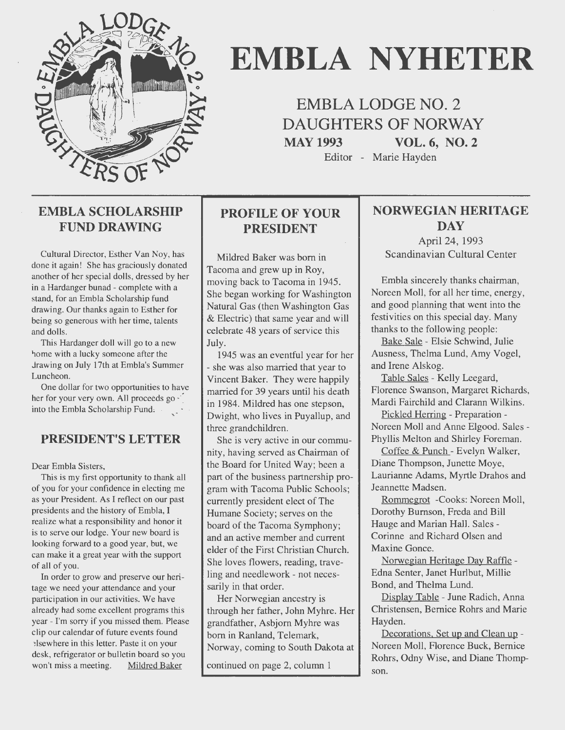# EMBLA NYHETER

## EMBLA LODGE NO. 2
## DAUGHTERS OF NORWAY

**MAY 1993 VOL. 6, NO. 2**

Editor - Marie Hayden

## EMBLA SCHOLARSHIP FUND DRAWING

Cultural Director, Esther Van Noy, has done it again! She has graciously donated another of her special dolls, dressed by her in a Hardanger bunad - complete with a stand, for an Embla Scholarship fund drawing. Our thanks again to Esther for being so generous with her time, talents and dolls.

This Hardanger doll will go to a new home with a lucky someone after the drawing on July 17th at Embla's Summer Luncheon.

One dollar for two opportunities to have her for your very own. All proceeds go into the Embla Scholarship Fund.

## PRESIDENT'S LETTER

Dear Embla Sisters,

This is my first opportunity to thank all of you for your confidence in electing me as your President. As I reflect on our past presidents and the history of Embla, I realize what a responsibility and honor it is to serve our lodge. Your new board is looking forward to a good year, but, we can make it a great year with the support of all of you.

In order to grow and preserve our heritage we need your attendance and your participation in our activities. We have already had some excellent programs this year - I'm sorry if you missed them. Please clip our calendar of future events found elsewhere in this letter. Paste it on your desk, refrigerator or bulletin board so you won't miss a meeting. Mildred Baker

## PROFILE OF YOUR PRESIDENT

Mildred Baker was born in Tacoma and grew up in Roy, moving back to Tacoma in 1945. She began working for Washington Natural Gas (then Washington Gas & Electric) that same year and will celebrate 48 years of service this July.

1945 was an eventful year for her - she was also married that year to Vincent Baker. They were happily married for 39 years until his death in 1984. Mildred has one stepson, Dwight, who lives in Puyallup, and three grandchildren.

She is very active in our community, having served as Chairman of the Board for United Way; been a part of the business partnership program with Tacoma Public Schools; currently president elect of The Humane Society; serves on the board of the Tacoma Symphony; and an active member and current elder of the First Christian Church. She loves flowers, reading, traveling and needlework - not necessarily in that order.

Her Norwegian ancestry is through her father, John Myhre. Her grandfather, Asbjorn Myhre was born in Ranland, Telemark, Norway, coming to South Dakota at

continued on page 2, column 1

## NORWEGIAN HERITAGE DAY

April 24, 1993
Scandinavian Cultural Center

Embla sincerely thanks chairman, Noreen Moll, for all her time, energy, and good planning that went into the festivities on this special day. Many thanks to the following people:

Bake Sale - Elsie Schwind, Julie Ausness, Thelma Lund, Amy Vogel, and Irene Alskog.

Table Sales - Kelly Leegard, Florence Swanson, Margaret Richards, Mardi Fairchild and Clarann Wilkins.

Pickled Herring - Preparation - Noreen Moll and Anne Elgood. Sales - Phyllis Melton and Shirley Foreman.

Coffee & Punch - Evelyn Walker, Diane Thompson, Junette Moye, Laurianne Adams, Myrtle Drahos and Jeannette Madsen.

Rommegrot -Cooks: Noreen Moll, Dorothy Burnson, Freda and Bill Hauge and Marian Hall. Sales - Corinne and Richard Olsen and Maxine Gonce.

Norwegian Heritage Day Raffle - Edna Senter, Janet Hurlbut, Millie Bond, and Thelma Lund.

Display Table - June Radich, Anna Christensen, Bernice Rohrs and Marie Hayden.

Decorations, Set up and Clean up - Noreen Moll, Florence Buck, Bernice Rohrs, Odny Wise, and Diane Thompson.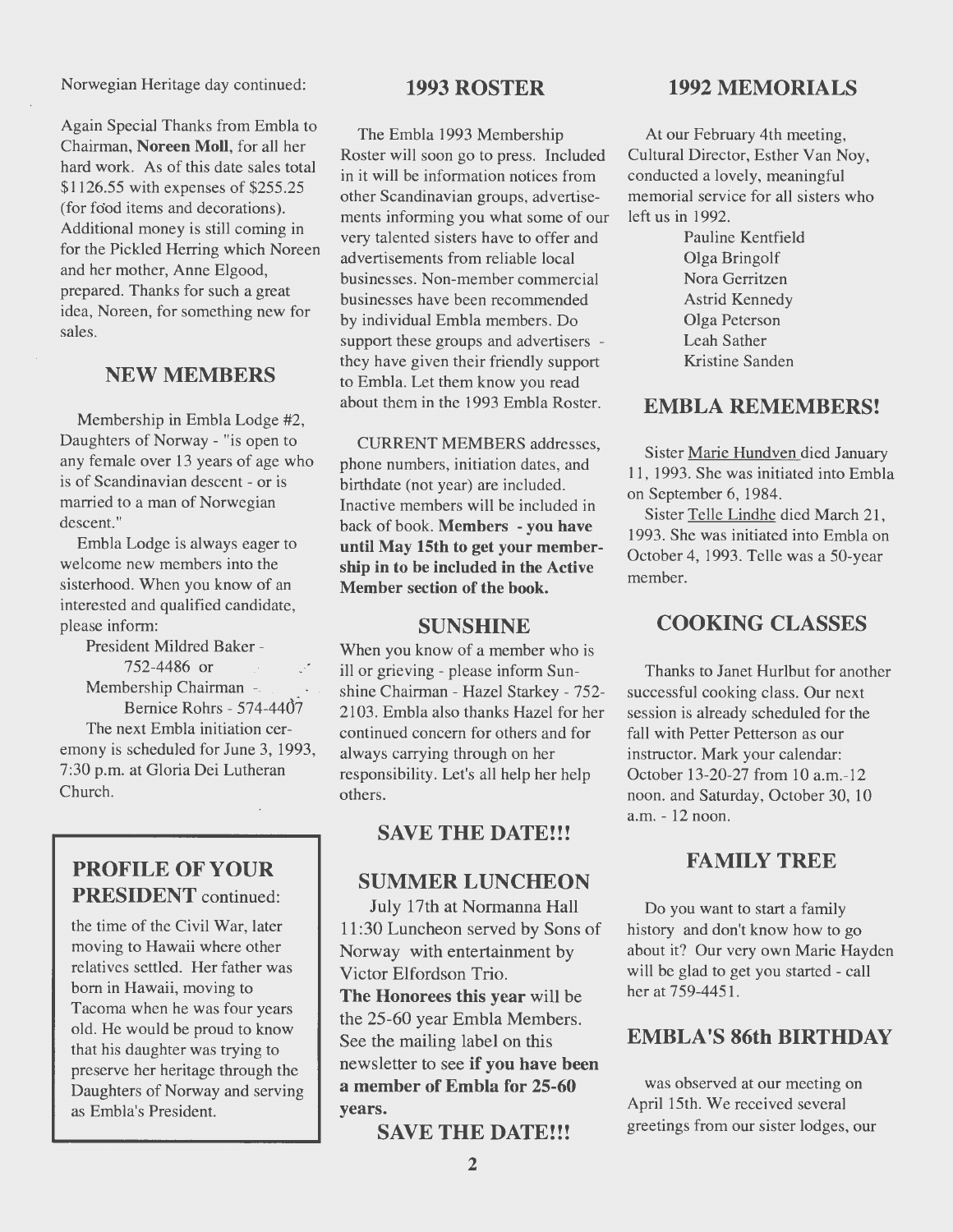Norwegian Heritage day continued:

Again Special Thanks from Embla to Chairman, **Noreen Moll**, for all her hard work. As of this date sales total $1126.55 with expenses of $255.25 (for food items and decorations). Additional money is still coming in for the Pickled Herring which Noreen and her mother, Anne Elgood, prepared. Thanks for such a great idea, Noreen, for something new for sales.

## NEW MEMBERS

Membership in Embla Lodge #2, Daughters of Norway - "is open to any female over 13 years of age who is of Scandinavian descent - or is married to a man of Norwegian descent."

Embla Lodge is always eager to welcome new members into the sisterhood. When you know of an interested and qualified candidate, please inform:

President Mildred Baker - 752-4486 or
Membership Chairman - Bernice Rohrs - 574-4407

The next Embla initiation ceremony is scheduled for June 3, 1993, 7:30 p.m. at Gloria Dei Lutheran Church.

## PROFILE OF YOUR PRESIDENT continued:

the time of the Civil War, later moving to Hawaii where other relatives settled. Her father was born in Hawaii, moving to Tacoma when he was four years old. He would be proud to know that his daughter was trying to preserve her heritage through the Daughters of Norway and serving as Embla's President.

## 1993 ROSTER

The Embla 1993 Membership Roster will soon go to press. Included in it will be information notices from other Scandinavian groups, advertisements informing you what some of our very talented sisters have to offer and advertisements from reliable local businesses. Non-member commercial businesses have been recommended by individual Embla members. Do support these groups and advertisers - they have given their friendly support to Embla. Let them know you read about them in the 1993 Embla Roster.

CURRENT MEMBERS addresses, phone numbers, initiation dates, and birthdate (not year) are included. Inactive members will be included in back of book. **Members - you have until May 15th to get your membership in to be included in the Active Member section of the book.**

## SUNSHINE

When you know of a member who is ill or grieving - please inform Sunshine Chairman - Hazel Starkey - 752-2103. Embla also thanks Hazel for her continued concern for others and for always carrying through on her responsibility. Let's all help her help others.

## SAVE THE DATE!!!

## SUMMER LUNCHEON

July 17th at Normanna Hall
11:30 Luncheon served by Sons of Norway with entertainment by Victor Elfordson Trio.
**The Honorees this year** will be the 25-60 year Embla Members. See the mailing label on this newsletter to see **if you have been a member of Embla for 25-60 years.**

## SAVE THE DATE!!!

## 1992 MEMORIALS

At our February 4th meeting, Cultural Director, Esther Van Noy, conducted a lovely, meaningful memorial service for all sisters who left us in 1992.

Pauline Kentfield
Olga Bringolf
Nora Gerritzen
Astrid Kennedy
Olga Peterson
Leah Sather
Kristine Sanden

## EMBLA REMEMBERS!

Sister Marie Hundven died January 11, 1993. She was initiated into Embla on September 6, 1984.

Sister Telle Lindhe died March 21, 1993. She was initiated into Embla on October 4, 1993. Telle was a 50-year member.

## COOKING CLASSES

Thanks to Janet Hurlbut for another successful cooking class. Our next session is already scheduled for the fall with Petter Petterson as our instructor. Mark your calendar: October 13-20-27 from 10 a.m.-12 noon. and Saturday, October 30, 10 a.m. - 12 noon.

## FAMILY TREE

Do you want to start a family history and don't know how to go about it? Our very own Marie Hayden will be glad to get you started - call her at 759-4451.

## EMBLA'S 86th BIRTHDAY

was observed at our meeting on April 15th. We received several greetings from our sister lodges, our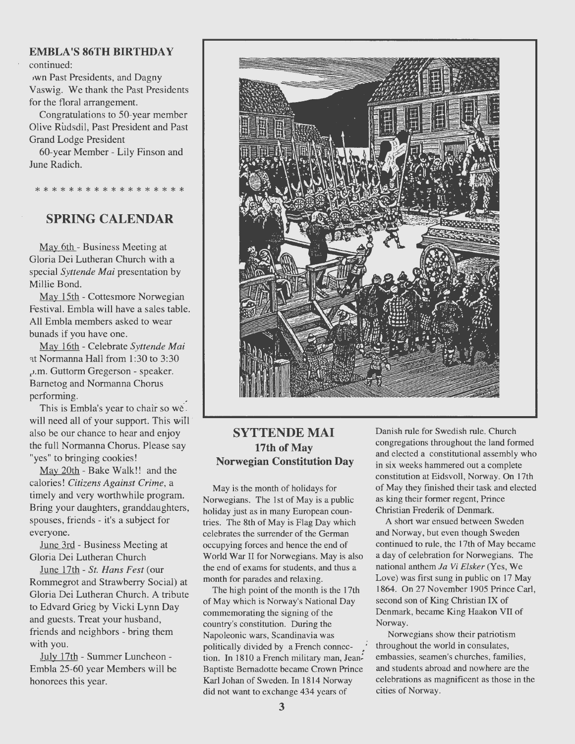## EMBLA'S 86TH BIRTHDAY

continued:

›wn Past Presidents, and Dagny Vaswig. We thank the Past Presidents for the floral arrangement.

Congratulations to 50-year member Olive Rudsdil, Past President and Past Grand Lodge President

60-year Member - Lily Finson and June Radich.

* * * * * * * * * * * * * * * * * *

## SPRING CALENDAR

May 6th - Business Meeting at Gloria Dei Lutheran Church with a special *Syttende Mai* presentation by Millie Bond.

May 15th - Cottesmore Norwegian Festival. Embla will have a sales table. All Embla members asked to wear bunads if you have one.

May 16th - Celebrate *Syttende Mai* at Normanna Hall from 1:30 to 3:30 p.m. Guttorm Gregerson - speaker. Barnetog and Normanna Chorus performing.

This is Embla's year to chair so we will need all of your support. This will also be our chance to hear and enjoy the full Normanna Chorus. Please say "yes" to bringing cookies!

May 20th - Bake Walk!! and the calories! *Citizens Against Crime*, a timely and very worthwhile program. Bring your daughters, granddaughters, spouses, friends - it's a subject for everyone.

June 3rd - Business Meeting at Gloria Dei Lutheran Church

June 17th - *St. Hans Fest* (our Rommegrot and Strawberry Social) at Gloria Dei Lutheran Church. A tribute to Edvard Grieg by Vicki Lynn Day and guests. Treat your husband, friends and neighbors - bring them with you.

July 17th - Summer Luncheon - Embla 25-60 year Members will be honorees this year.

## SYTTENDE MAI
### 17th of May
### Norwegian Constitution Day

May is the month of holidays for Norwegians. The 1st of May is a public holiday just as in many European countries. The 8th of May is Flag Day which celebrates the surrender of the German occupying forces and hence the end of World War II for Norwegians. May is also the end of exams for students, and thus a month for parades and relaxing.

The high point of the month is the 17th of May which is Norway's National Day commemorating the signing of the country's constitution. During the Napoleonic wars, Scandinavia was politically divided by a French connection. In 1810 a French military man, Jean-Baptiste Bernadotte became Crown Prince Karl Johan of Sweden. In 1814 Norway did not want to exchange 434 years of Danish rule for Swedish rule. Church congregations throughout the land formed and elected a constitutional assembly who in six weeks hammered out a complete constitution at Eidsvoll, Norway. On 17th of May they finished their task and elected as king their former regent, Prince Christian Frederik of Denmark.

A short war ensued between Sweden and Norway, but even though Sweden continued to rule, the 17th of May became a day of celebration for Norwegians. The national anthem *Ja Vi Elsker* (Yes, We Love) was first sung in public on 17 May 1864. On 27 November 1905 Prince Carl, second son of King Christian IX of Denmark, became King Haakon VII of Norway.

Norwegians show their patriotism throughout the world in consulates, embassies, seamen's churches, families, and students abroad and nowhere are the celebrations as magnificent as those in the cities of Norway.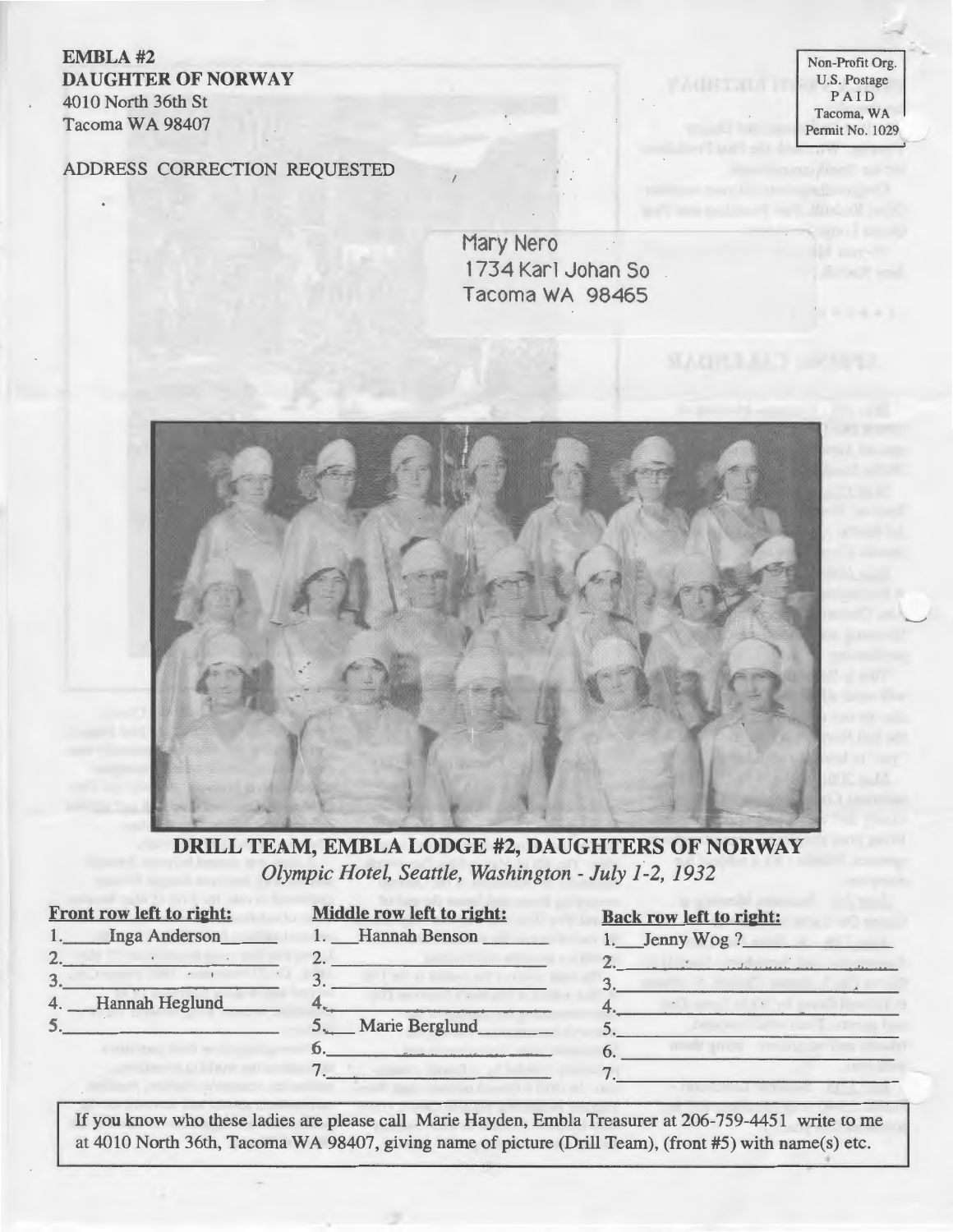**EMBLA #2**
**DAUGHTER OF NORWAY**
4010 North 36th St
Tacoma WA 98407

ADDRESS CORRECTION REQUESTED

Non-Profit Org.
U.S. Postage
PAID
Tacoma, WA
Permit No. 1029

Mary Nero
1734 Karl Johan So
Tacoma WA 98465

**DRILL TEAM, EMBLA LODGE #2, DAUGHTERS OF NORWAY**
*Olympic Hotel, Seattle, Washington - July 1-2, 1932*

| Front row left to right: | Middle row left to right: | Back row left to right: |
|---|---|---|
| 1. Inga Anderson | 1. Hannah Benson | 1. Jenny Wog ? |
| 2. | 2. | 2. |
| 3. | 3. | 3. |
| 4. Hannah Heglund | 4. | 4. |
| 5. | 5. Marie Berglund | 5. |
| | 6. | 6. |
| | 7. | 7. |

If you know who these ladies are please call Marie Hayden, Embla Treasurer at 206-759-4451 write to me at 4010 North 36th, Tacoma WA 98407, giving name of picture (Drill Team), (front #5) with name(s) etc.